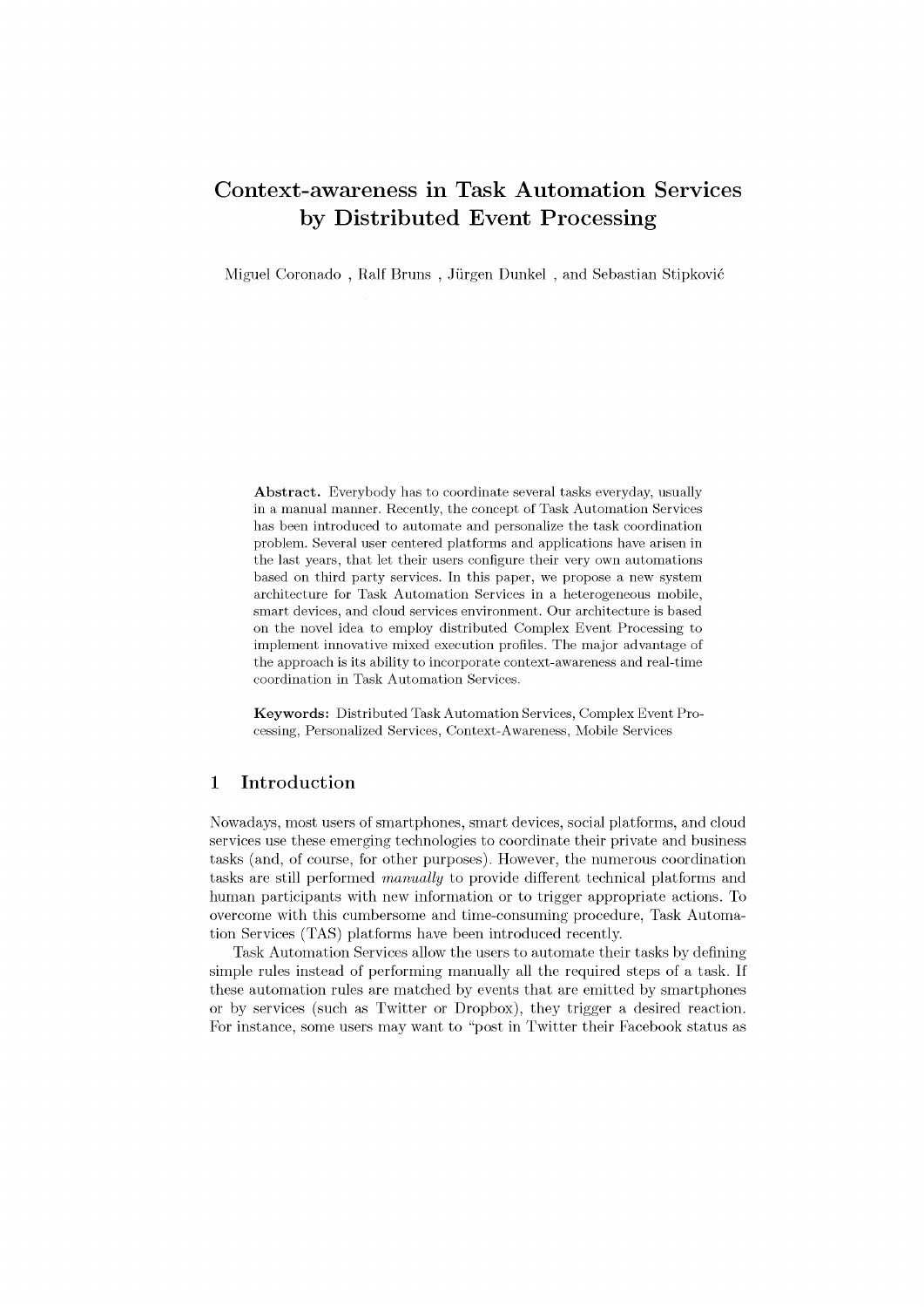# Context-awareness in Task Automation Services by Distributed Event Processing

Miguel Coronado , Ralf Bruns , Jürgen Dunkel , and Sebastian Stipković

**Abstract.** Everybody has to coordinate several tasks everyday, usually in a manual manner. Recently, the concept of Task Automation Services has been introduced to automate and personalize the task coordination problem. Several user centered platforms and applications have arisen in the last years, that let their users configure their very own automations based on third party services. In this paper, we propose a new system architecture for Task Automation Services in a heterogeneous mobile, smart devices, and cloud services environment. Our architecture is based on the novel idea to employ distributed Complex Event Processing to implement innovative mixed execution profiles. The major advantage of the approach is its ability to incorporate context-awareness and real-time coordination in Task Automation Services.

**Keywords:** Distributed Task Automation Services, Complex Event Processing, Personalized Services, Context-Awareness, Mobile Services

## 1 Introduction

Nowadays, most users of smartphones, smart devices, social platforms, and cloud services use these emerging technologies to coordinate their private and business tasks (and, of course, for other purposes). However, the numerous coordination tasks are still performed *manually* to provide different technical platforms and human participants with new information or to trigger appropriate actions. To overcome with this cumbersome and time-consuming procedure, Task Automation Services (TAS) platforms have been introduced recently.

Task Automation Services allow the users to automate their tasks by defining simple rules instead of performing manually all the required steps of a task. If these automation rules are matched by events that are emitted by smartphones or by services (such as Twitter or Dropbox), they trigger a desired reaction. For instance, some users may want to "post in Twitter their Facebook status as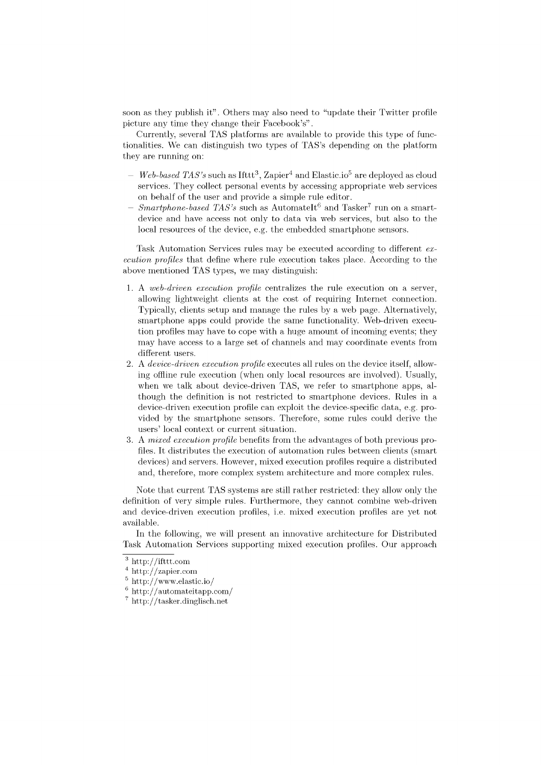soon as they publish it". Others may also need to "update their Twitter profile picture any time they change their Facebook's".

Currently, several TAS platforms are available to provide this type of functionalities. We can distinguish two types of TAS's depending on the platform they are running on:

- *Web-based TAS's* such as Ifttt[3], Zapier[4] and Elastic.io[5] are deployed as cloud services. They collect personal events by accessing appropriate web services on behalf of the user and provide a simple rule editor.
- *Smartphone-based TAS's* such as AutomateIt[6] and Tasker[7] run on a smart-device and have access not only to data via web services, but also to the local resources of the device, e.g. the embedded smartphone sensors.

Task Automation Services rules may be executed according to different *execution profiles* that define where rule execution takes place. According to the above mentioned TAS types, we may distinguish:

1. A *web-driven execution profile* centralizes the rule execution on a server, allowing lightweight clients at the cost of requiring Internet connection. Typically, clients setup and manage the rules by a web page. Alternatively, smartphone apps could provide the same functionality. Web-driven execution profiles may have to cope with a huge amount of incoming events; they may have access to a large set of channels and may coordinate events from different users.
2. A *device-driven execution profile* executes all rules on the device itself, allowing offline rule execution (when only local resources are involved). Usually, when we talk about device-driven TAS, we refer to smartphone apps, although the definition is not restricted to smartphone devices. Rules in a device-driven execution profile can exploit the device-specific data, e.g. provided by the smartphone sensors. Therefore, some rules could derive the users' local context or current situation.
3. A *mixed execution profile* benefits from the advantages of both previous profiles. It distributes the execution of automation rules between clients (smart devices) and servers. However, mixed execution profiles require a distributed and, therefore, more complex system architecture and more complex rules.

Note that current TAS systems are still rather restricted: they allow only the definition of very simple rules. Furthermore, they cannot combine web-driven and device-driven execution profiles, i.e. mixed execution profiles are yet not available.

In the following, we will present an innovative architecture for Distributed Task Automation Services supporting mixed execution profiles. Our approach

[3] http://ifttt.com

[4] http://zapier.com

[5] http://www.elastic.io/

[6] http://automateitapp.com/

[7] http://tasker.dinglisch.net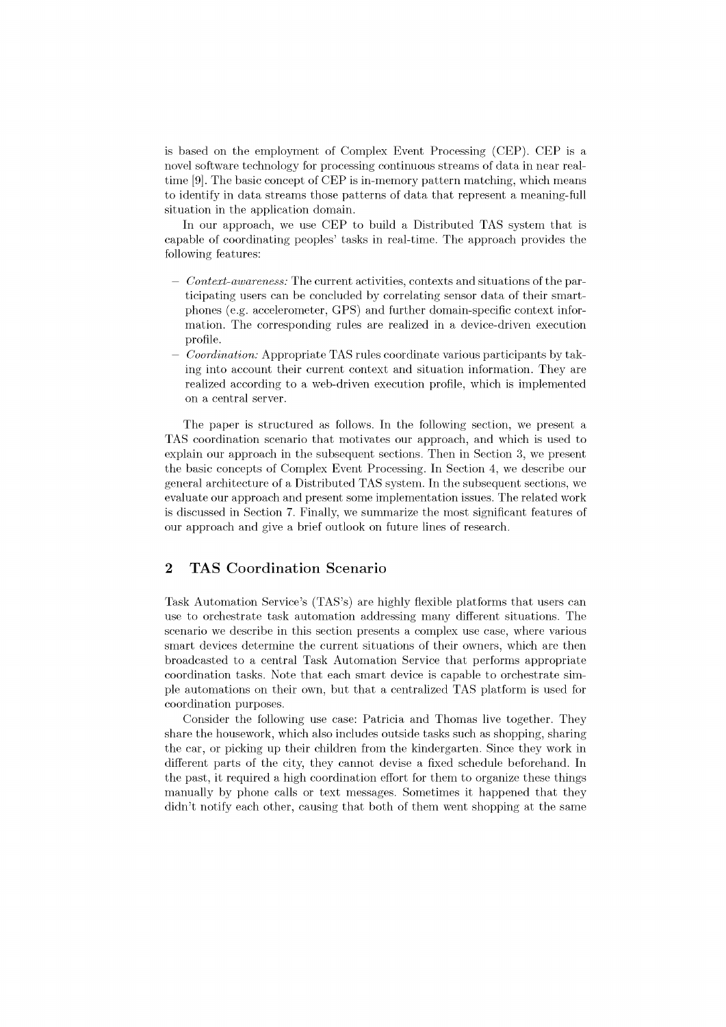is based on the employment of Complex Event Processing (CEP). CEP is a novel software technology for processing continuous streams of data in near real-time [9]. The basic concept of CEP is in-memory pattern matching, which means to identify in data streams those patterns of data that represent a meaning-full situation in the application domain.

In our approach, we use CEP to build a Distributed TAS system that is capable of coordinating peoples' tasks in real-time. The approach provides the following features:

- *Context-awareness:* The current activities, contexts and situations of the participating users can be concluded by correlating sensor data of their smartphones (e.g. accelerometer, GPS) and further domain-specific context information. The corresponding rules are realized in a device-driven execution profile.
- *Coordination:* Appropriate TAS rules coordinate various participants by taking into account their current context and situation information. They are realized according to a web-driven execution profile, which is implemented on a central server.

The paper is structured as follows. In the following section, we present a TAS coordination scenario that motivates our approach, and which is used to explain our approach in the subsequent sections. Then in Section 3, we present the basic concepts of Complex Event Processing. In Section 4, we describe our general architecture of a Distributed TAS system. In the subsequent sections, we evaluate our approach and present some implementation issues. The related work is discussed in Section 7. Finally, we summarize the most significant features of our approach and give a brief outlook on future lines of research.

## 2 TAS Coordination Scenario

Task Automation Service's (TAS's) are highly flexible platforms that users can use to orchestrate task automation addressing many different situations. The scenario we describe in this section presents a complex use case, where various smart devices determine the current situations of their owners, which are then broadcasted to a central Task Automation Service that performs appropriate coordination tasks. Note that each smart device is capable to orchestrate simple automations on their own, but that a centralized TAS platform is used for coordination purposes.

Consider the following use case: Patricia and Thomas live together. They share the housework, which also includes outside tasks such as shopping, sharing the car, or picking up their children from the kindergarten. Since they work in different parts of the city, they cannot devise a fixed schedule beforehand. In the past, it required a high coordination effort for them to organize these things manually by phone calls or text messages. Sometimes it happened that they didn't notify each other, causing that both of them went shopping at the same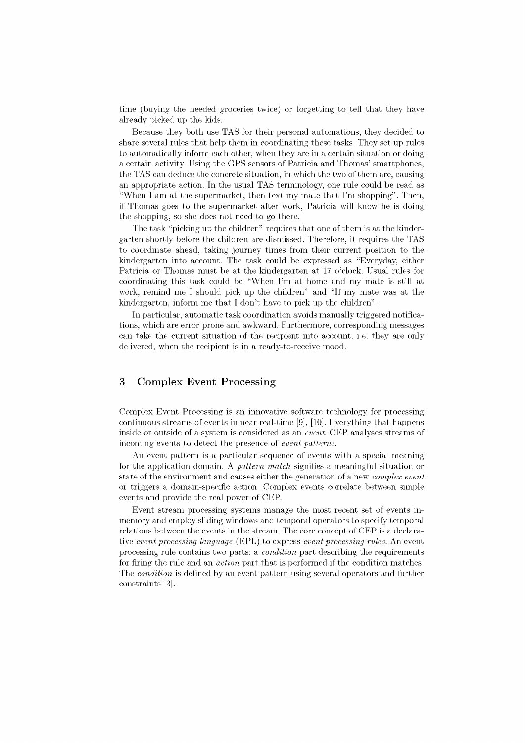time (buying the needed groceries twice) or forgetting to tell that they have already picked up the kids.

Because they both use TAS for their personal automations, they decided to share several rules that help them in coordinating these tasks. They set up rules to automatically inform each other, when they are in a certain situation or doing a certain activity. Using the GPS sensors of Patricia and Thomas' smartphones, the TAS can deduce the concrete situation, in which the two of them are, causing an appropriate action. In the usual TAS terminology, one rule could be read as "When I am at the supermarket, then text my mate that I'm shopping". Then, if Thomas goes to the supermarket after work, Patricia will know he is doing the shopping, so she does not need to go there.

The task "picking up the children" requires that one of them is at the kindergarten shortly before the children are dismissed. Therefore, it requires the TAS to coordinate ahead, taking journey times from their current position to the kindergarten into account. The task could be expressed as "Everyday, either Patricia or Thomas must be at the kindergarten at 17 o'clock. Usual rules for coordinating this task could be "When I'm at home and my mate is still at work, remind me I should pick up the children" and "If my mate was at the kindergarten, inform me that I don't have to pick up the children".

In particular, automatic task coordination avoids manually triggered notifications, which are error-prone and awkward. Furthermore, corresponding messages can take the current situation of the recipient into account, i.e. they are only delivered, when the recipient is in a ready-to-receive mood.

## 3 Complex Event Processing

Complex Event Processing is an innovative software technology for processing continuous streams of events in near real-time [9], [10]. Everything that happens inside or outside of a system is considered as an *event*. CEP analyses streams of incoming events to detect the presence of *event patterns*.

An event pattern is a particular sequence of events with a special meaning for the application domain. A *pattern match* signifies a meaningful situation or state of the environment and causes either the generation of a new *complex event* or triggers a domain-specific action. Complex events correlate between simple events and provide the real power of CEP.

Event stream processing systems manage the most recent set of events in-memory and employ sliding windows and temporal operators to specify temporal relations between the events in the stream. The core concept of CEP is a declarative *event processing language* (EPL) to express *event processing rules*. An event processing rule contains two parts: a *condition* part describing the requirements for firing the rule and an *action* part that is performed if the condition matches. The *condition* is defined by an event pattern using several operators and further constraints [3].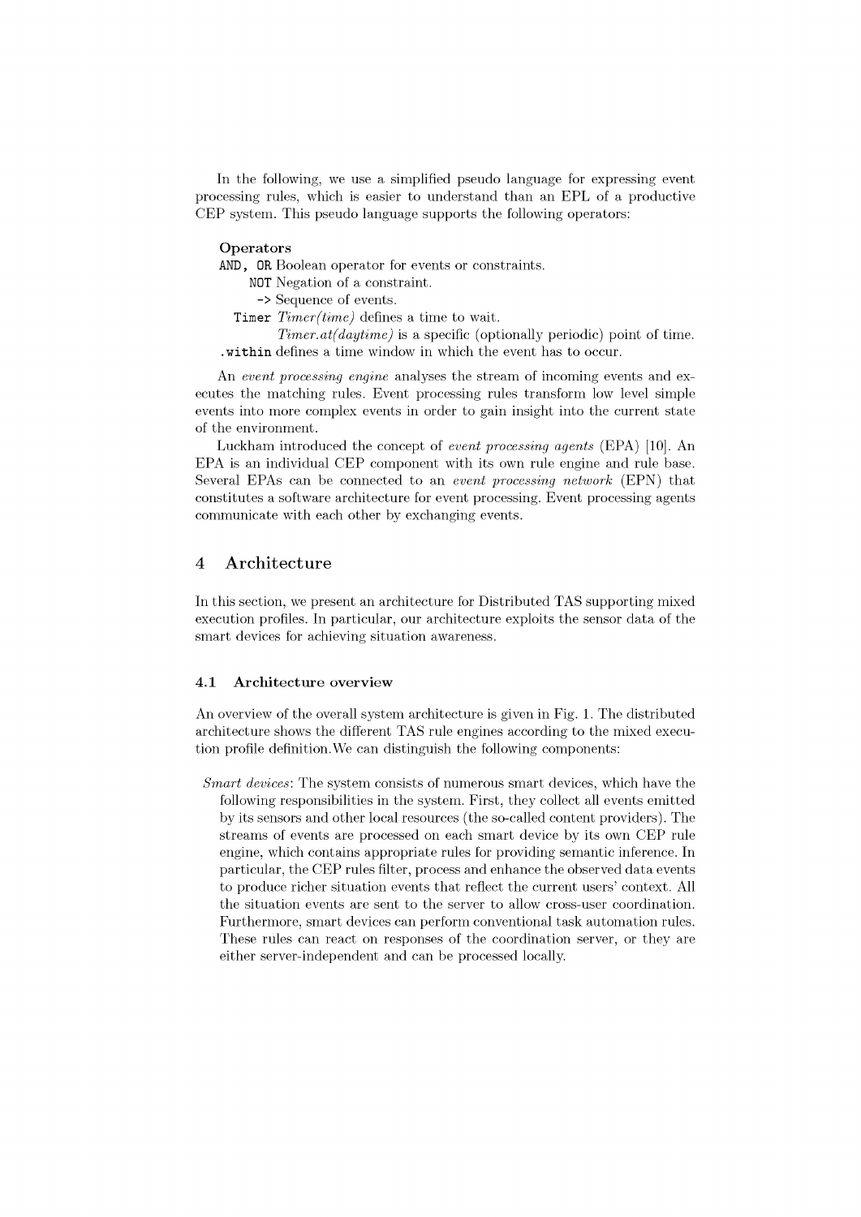In the following, we use a simplified pseudo language for expressing event processing rules, which is easier to understand than an EPL of a productive CEP system. This pseudo language supports the following operators:

**Operators**

- `AND`, `OR` Boolean operator for events or constraints.
- `NOT` Negation of a constraint.
- `->` Sequence of events.
- `Timer` *Timer(time)* defines a time to wait.
  *Timer.at(daytime)* is a specific (optionally periodic) point of time.
- `.within` defines a time window in which the event has to occur.

An *event processing engine* analyses the stream of incoming events and executes the matching rules. Event processing rules transform low level simple events into more complex events in order to gain insight into the current state of the environment.

Luckham introduced the concept of *event processing agents* (EPA) [10]. An EPA is an individual CEP component with its own rule engine and rule base. Several EPAs can be connected to an *event processing network* (EPN) that constitutes a software architecture for event processing. Event processing agents communicate with each other by exchanging events.

# 4 Architecture

In this section, we present an architecture for Distributed TAS supporting mixed execution profiles. In particular, our architecture exploits the sensor data of the smart devices for achieving situation awareness.

## 4.1 Architecture overview

An overview of the overall system architecture is given in Fig. 1. The distributed architecture shows the different TAS rule engines according to the mixed execution profile definition.We can distinguish the following components:

*Smart devices*: The system consists of numerous smart devices, which have the following responsibilities in the system. First, they collect all events emitted by its sensors and other local resources (the so-called content providers). The streams of events are processed on each smart device by its own CEP rule engine, which contains appropriate rules for providing semantic inference. In particular, the CEP rules filter, process and enhance the observed data events to produce richer situation events that reflect the current users' context. All the situation events are sent to the server to allow cross-user coordination. Furthermore, smart devices can perform conventional task automation rules. These rules can react on responses of the coordination server, or they are either server-independent and can be processed locally.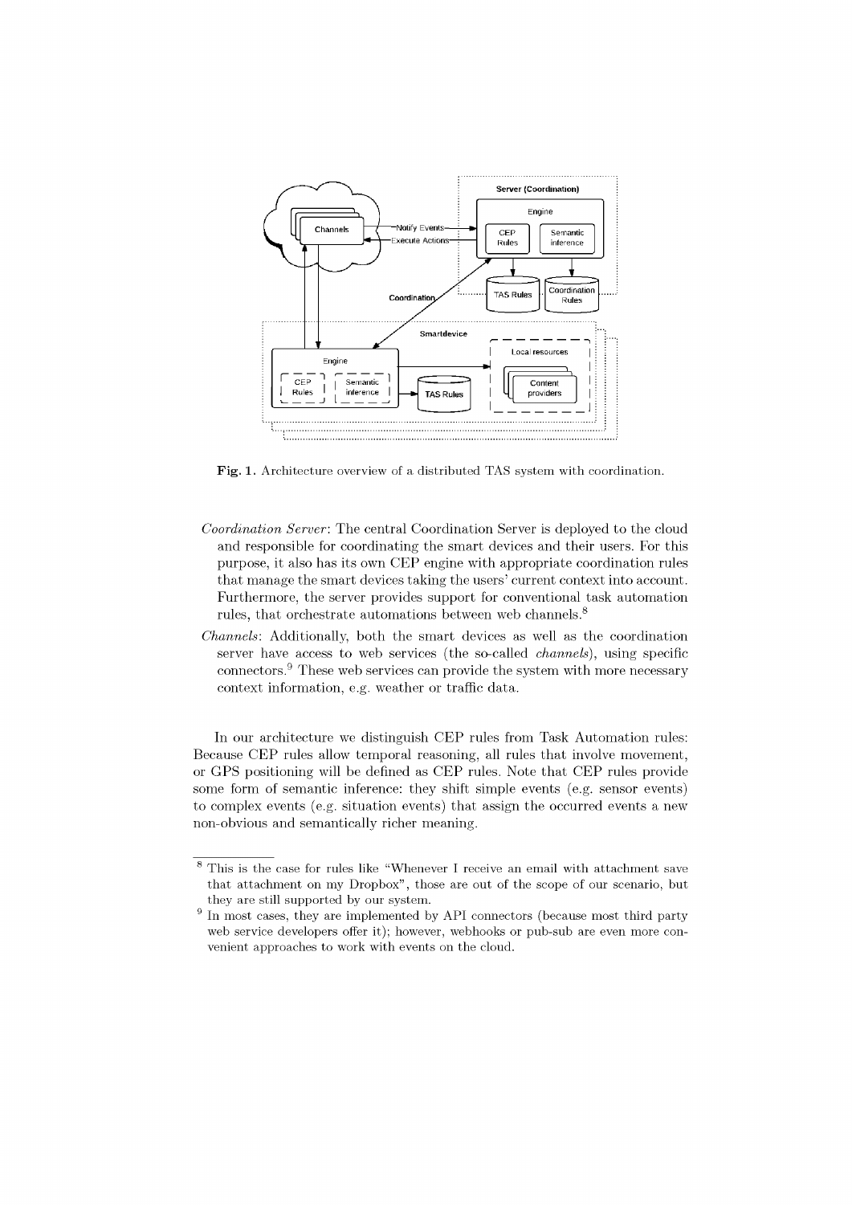**Fig. 1.** Architecture overview of a distributed TAS system with coordination.

- *Coordination Server*: The central Coordination Server is deployed to the cloud and responsible for coordinating the smart devices and their users. For this purpose, it also has its own CEP engine with appropriate coordination rules that manage the smart devices taking the users' current context into account. Furthermore, the server provides support for conventional task automation rules, that orchestrate automations between web channels.[8]
- *Channels*: Additionally, both the smart devices as well as the coordination server have access to web services (the so-called *channels*), using specific connectors.[9] These web services can provide the system with more necessary context information, e.g. weather or traffic data.

In our architecture we distinguish CEP rules from Task Automation rules: Because CEP rules allow temporal reasoning, all rules that involve movement, or GPS positioning will be defined as CEP rules. Note that CEP rules provide some form of semantic inference: they shift simple events (e.g. sensor events) to complex events (e.g. situation events) that assign the occurred events a new non-obvious and semantically richer meaning.

---

[8] This is the case for rules like "Whenever I receive an email with attachment save that attachment on my Dropbox", those are out of the scope of our scenario, but they are still supported by our system.

[9] In most cases, they are implemented by API connectors (because most third party web service developers offer it); however, webhooks or pub-sub are even more convenient approaches to work with events on the cloud.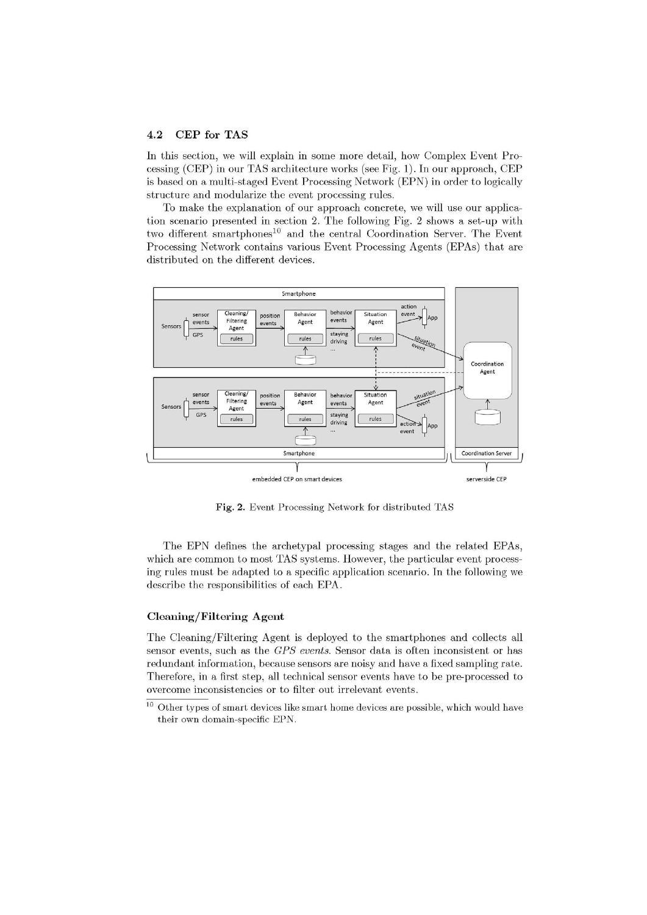### 4.2 CEP for TAS

In this section, we will explain in some more detail, how Complex Event Processing (CEP) in our TAS architecture works (see Fig. 1). In our approach, CEP is based on a multi-staged Event Processing Network (EPN) in order to logically structure and modularize the event processing rules.

To make the explanation of our approach concrete, we will use our application scenario presented in section 2. The following Fig. 2 shows a set-up with two different smartphones[10] and the central Coordination Server. The Event Processing Network contains various Event Processing Agents (EPAs) that are distributed on the different devices.

Fig. 2. Event Processing Network for distributed TAS

The EPN defines the archetypal processing stages and the related EPAs, which are common to most TAS systems. However, the particular event processing rules must be adapted to a specific application scenario. In the following we describe the responsibilities of each EPA.

#### Cleaning/Filtering Agent

The Cleaning/Filtering Agent is deployed to the smartphones and collects all sensor events, such as the *GPS events*. Sensor data is often inconsistent or has redundant information, because sensors are noisy and have a fixed sampling rate. Therefore, in a first step, all technical sensor events have to be pre-processed to overcome inconsistencies or to filter out irrelevant events.

[10] Other types of smart devices like smart home devices are possible, which would have their own domain-specific EPN.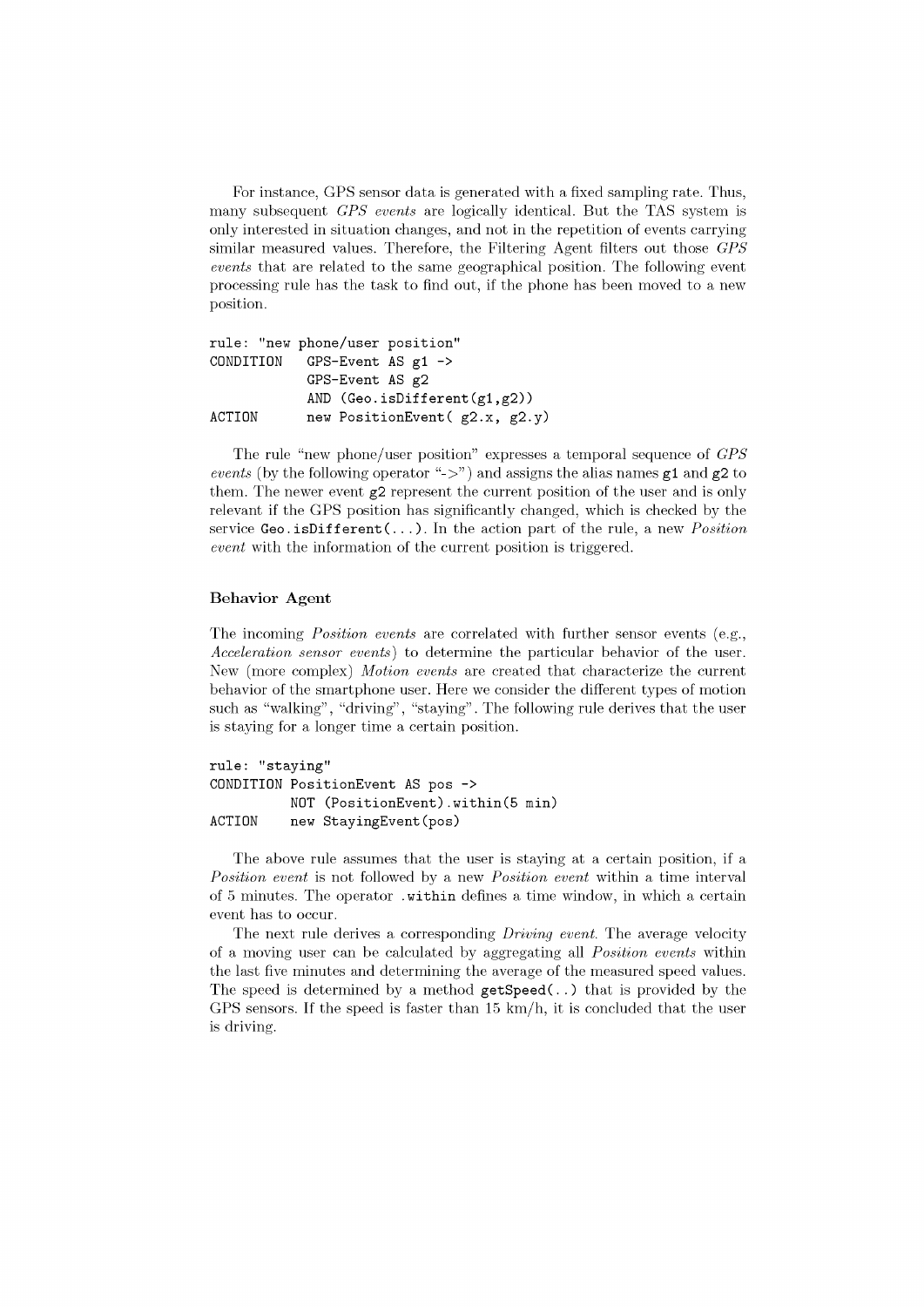For instance, GPS sensor data is generated with a fixed sampling rate. Thus, many subsequent *GPS events* are logically identical. But the TAS system is only interested in situation changes, and not in the repetition of events carrying similar measured values. Therefore, the Filtering Agent filters out those *GPS events* that are related to the same geographical position. The following event processing rule has the task to find out, if the phone has been moved to a new position.

```
rule: "new phone/user position"
CONDITION   GPS-Event AS g1 ->
            GPS-Event AS g2
            AND (Geo.isDifferent(g1,g2))
ACTION      new PositionEvent( g2.x, g2.y)
```

The rule "new phone/user position" expresses a temporal sequence of *GPS events* (by the following operator "->") and assigns the alias names `g1` and `g2` to them. The newer event `g2` represent the current position of the user and is only relevant if the GPS position has significantly changed, which is checked by the service `Geo.isDifferent(...)`. In the action part of the rule, a new *Position event* with the information of the current position is triggered.

### Behavior Agent

The incoming *Position events* are correlated with further sensor events (e.g., *Acceleration sensor events*) to determine the particular behavior of the user. New (more complex) *Motion events* are created that characterize the current behavior of the smartphone user. Here we consider the different types of motion such as "walking", "driving", "staying". The following rule derives that the user is staying for a longer time a certain position.

```
rule: "staying"
CONDITION PositionEvent AS pos ->
          NOT (PositionEvent).within(5 min)
ACTION    new StayingEvent(pos)
```

The above rule assumes that the user is staying at a certain position, if a *Position event* is not followed by a new *Position event* within a time interval of 5 minutes. The operator `.within` defines a time window, in which a certain event has to occur.

The next rule derives a corresponding *Driving event*. The average velocity of a moving user can be calculated by aggregating all *Position events* within the last five minutes and determining the average of the measured speed values. The speed is determined by a method `getSpeed(..)` that is provided by the GPS sensors. If the speed is faster than 15 km/h, it is concluded that the user is driving.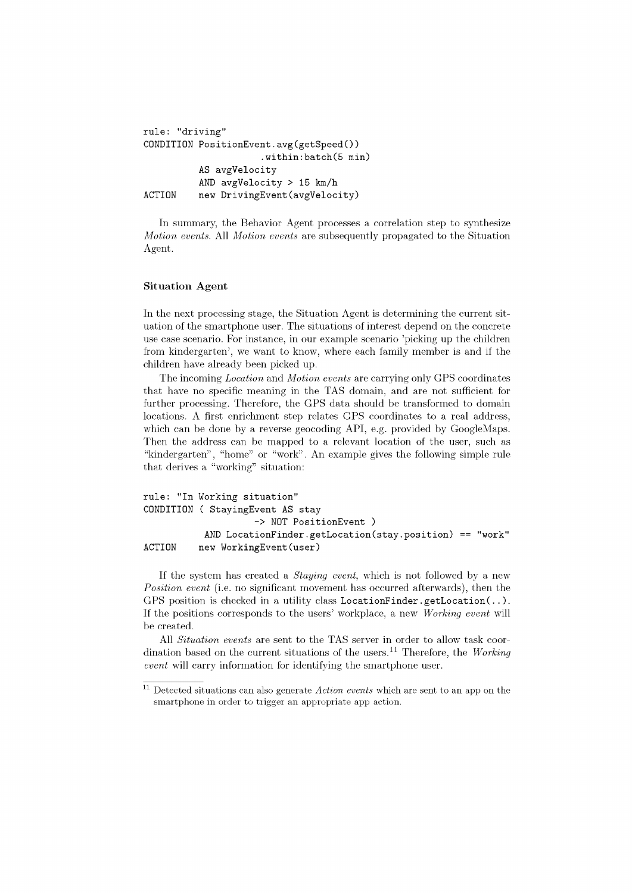```
rule: "driving"
CONDITION PositionEvent.avg(getSpeed())
                    .within:batch(5 min)
          AS avgVelocity
          AND avgVelocity > 15 km/h
ACTION    new DrivingEvent(avgVelocity)
```

In summary, the Behavior Agent processes a correlation step to synthesize *Motion events*. All *Motion events* are subsequently propagated to the Situation Agent.

### Situation Agent

In the next processing stage, the Situation Agent is determining the current situation of the smartphone user. The situations of interest depend on the concrete use case scenario. For instance, in our example scenario 'picking up the children from kindergarten', we want to know, where each family member is and if the children have already been picked up.

The incoming *Location* and *Motion events* are carrying only GPS coordinates that have no specific meaning in the TAS domain, and are not sufficient for further processing. Therefore, the GPS data should be transformed to domain locations. A first enrichment step relates GPS coordinates to a real address, which can be done by a reverse geocoding API, e.g. provided by GoogleMaps. Then the address can be mapped to a relevant location of the user, such as "kindergarten", "home" or "work". An example gives the following simple rule that derives a "working" situation:

```
rule: "In Working situation"
CONDITION ( StayingEvent AS stay
                    -> NOT PositionEvent )
           AND LocationFinder.getLocation(stay.position) == "work"
ACTION    new WorkingEvent(user)
```

If the system has created a *Staying event*, which is not followed by a new *Position event* (i.e. no significant movement has occurred afterwards), then the GPS position is checked in a utility class `LocationFinder.getLocation(..)`. If the positions corresponds to the users' workplace, a new *Working event* will be created.

All *Situation events* are sent to the TAS server in order to allow task coordination based on the current situations of the users.[11] Therefore, the *Working event* will carry information for identifying the smartphone user.

[11] Detected situations can also generate *Action events* which are sent to an app on the smartphone in order to trigger an appropriate app action.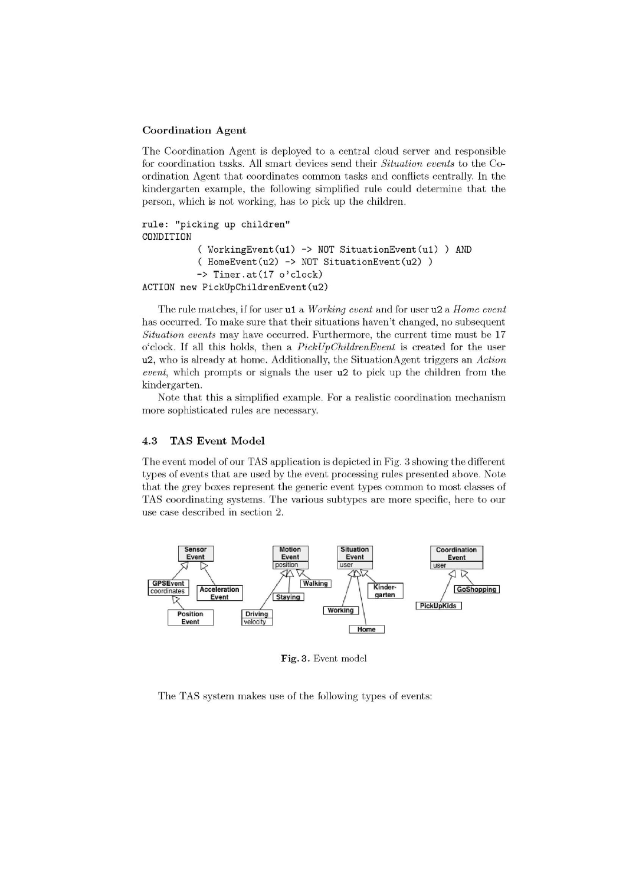### Coordination Agent

The Coordination Agent is deployed to a central cloud server and responsible for coordination tasks. All smart devices send their *Situation events* to the Coordination Agent that coordinates common tasks and conflicts centrally. In the kindergarten example, the following simplified rule could determine that the person, which is not working, has to pick up the children.

```
rule: "picking up children"
CONDITION
        ( WorkingEvent(u1) -> NOT SituationEvent(u1) ) AND
        ( HomeEvent(u2) -> NOT SituationEvent(u2) )
        -> Timer.at(17 o'clock)
ACTION new PickUpChildrenEvent(u2)
```

The rule matches, if for user `u1` a *Working event* and for user `u2` a *Home event* has occurred. To make sure that their situations haven't changed, no subsequent *Situation events* may have occurred. Furthermore, the current time must be 17 o'clock. If all this holds, then a *PickUpChildrenEvent* is created for the user `u2`, who is already at home. Additionally, the SituationAgent triggers an *Action event*, which prompts or signals the user `u2` to pick up the children from the kindergarten.

Note that this a simplified example. For a realistic coordination mechanism more sophisticated rules are necessary.

## 4.3 TAS Event Model

The event model of our TAS application is depicted in Fig. 3 showing the different types of events that are used by the event processing rules presented above. Note that the grey boxes represent the generic event types common to most classes of TAS coordinating systems. The various subtypes are more specific, here to our use case described in section 2.

**Fig. 3.** Event model

The TAS system makes use of the following types of events: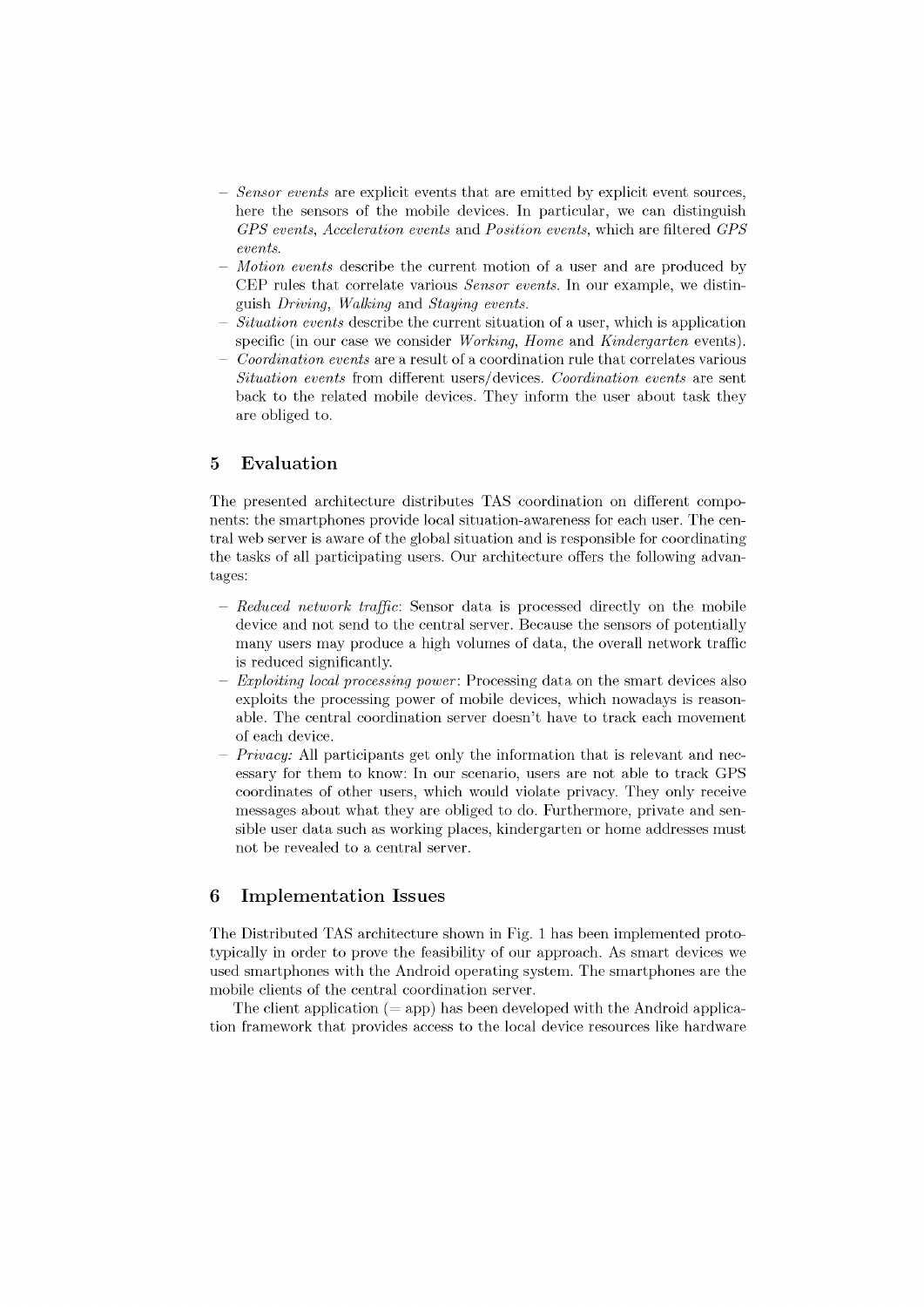- *Sensor events* are explicit events that are emitted by explicit event sources, here the sensors of the mobile devices. In particular, we can distinguish *GPS events*, *Acceleration events* and *Position events*, which are filtered *GPS events*.
- *Motion events* describe the current motion of a user and are produced by CEP rules that correlate various *Sensor events*. In our example, we distinguish *Driving*, *Walking* and *Staying events*.
- *Situation events* describe the current situation of a user, which is application specific (in our case we consider *Working*, *Home* and *Kindergarten* events).
- *Coordination events* are a result of a coordination rule that correlates various *Situation events* from different users/devices. *Coordination events* are sent back to the related mobile devices. They inform the user about task they are obliged to.

## 5 Evaluation

The presented architecture distributes TAS coordination on different components: the smartphones provide local situation-awareness for each user. The central web server is aware of the global situation and is responsible for coordinating the tasks of all participating users. Our architecture offers the following advantages:

- *Reduced network traffic*: Sensor data is processed directly on the mobile device and not send to the central server. Because the sensors of potentially many users may produce a high volumes of data, the overall network traffic is reduced significantly.
- *Exploiting local processing power*: Processing data on the smart devices also exploits the processing power of mobile devices, which nowadays is reasonable. The central coordination server doesn't have to track each movement of each device.
- *Privacy:* All participants get only the information that is relevant and necessary for them to know: In our scenario, users are not able to track GPS coordinates of other users, which would violate privacy. They only receive messages about what they are obliged to do. Furthermore, private and sensible user data such as working places, kindergarten or home addresses must not be revealed to a central server.

## 6 Implementation Issues

The Distributed TAS architecture shown in Fig. 1 has been implemented prototypically in order to prove the feasibility of our approach. As smart devices we used smartphones with the Android operating system. The smartphones are the mobile clients of the central coordination server.

The client application (= app) has been developed with the Android application framework that provides access to the local device resources like hardware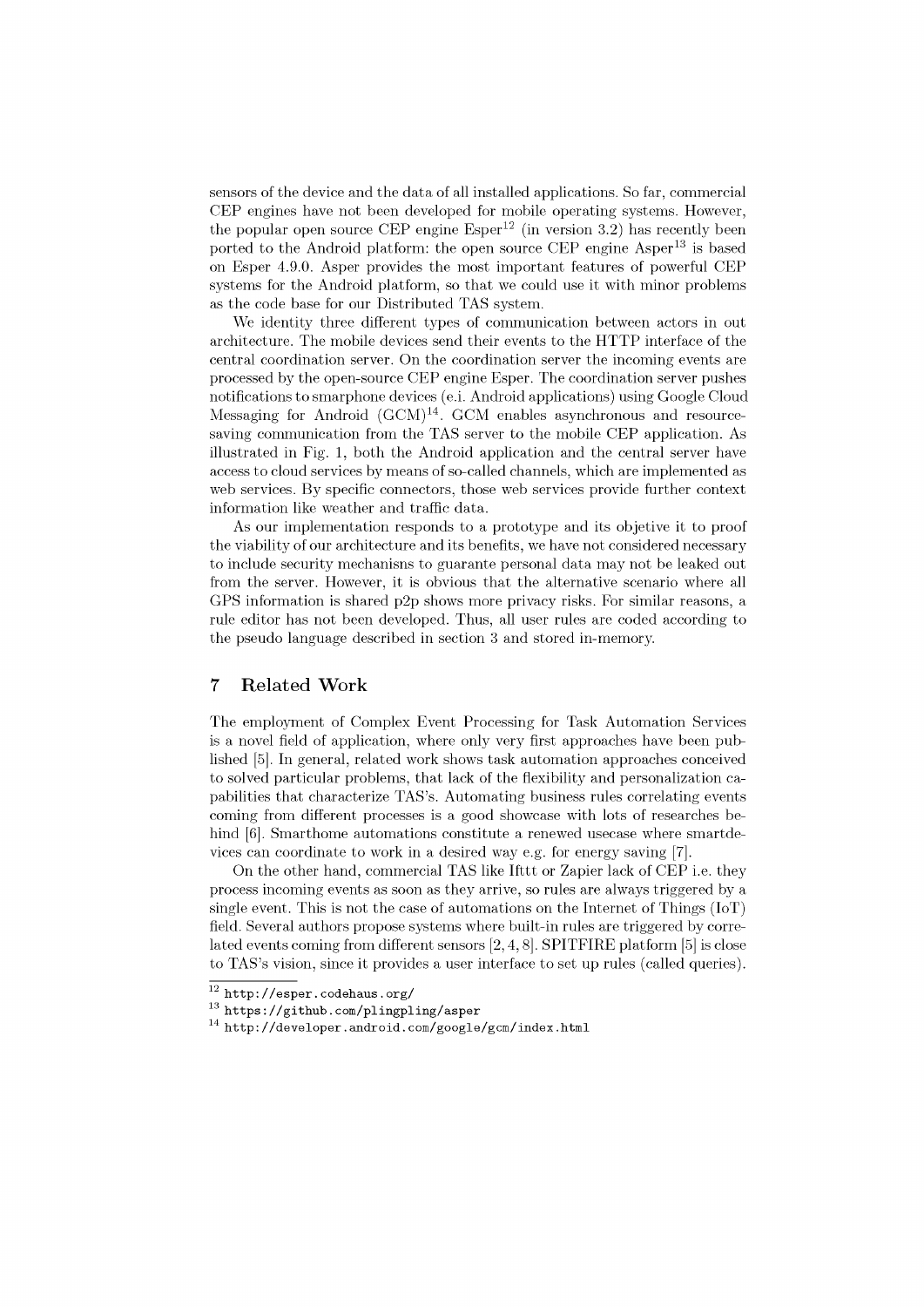sensors of the device and the data of all installed applications. So far, commercial CEP engines have not been developed for mobile operating systems. However, the popular open source CEP engine Esper[12] (in version 3.2) has recently been ported to the Android platform: the open source CEP engine Asper[13] is based on Esper 4.9.0. Asper provides the most important features of powerful CEP systems for the Android platform, so that we could use it with minor problems as the code base for our Distributed TAS system.

We identity three different types of communication between actors in out architecture. The mobile devices send their events to the HTTP interface of the central coordination server. On the coordination server the incoming events are processed by the open-source CEP engine Esper. The coordination server pushes notifications to smarphone devices (e.i. Android applications) using Google Cloud Messaging for Android (GCM)[14]. GCM enables asynchronous and resource-saving communication from the TAS server to the mobile CEP application. As illustrated in Fig. 1, both the Android application and the central server have access to cloud services by means of so-called channels, which are implemented as web services. By specific connectors, those web services provide further context information like weather and traffic data.

As our implementation responds to a prototype and its objetive it to proof the viability of our architecture and its benefits, we have not considered necessary to include security mechanisns to guarante personal data may not be leaked out from the server. However, it is obvious that the alternative scenario where all GPS information is shared p2p shows more privacy risks. For similar reasons, a rule editor has not been developed. Thus, all user rules are coded according to the pseudo language described in section 3 and stored in-memory.

## 7 Related Work

The employment of Complex Event Processing for Task Automation Services is a novel field of application, where only very first approaches have been published [5]. In general, related work shows task automation approaches conceived to solved particular problems, that lack of the flexibility and personalization capabilities that characterize TAS's. Automating business rules correlating events coming from different processes is a good showcase with lots of researches behind [6]. Smarthome automations constitute a renewed usecase where smartdevices can coordinate to work in a desired way e.g. for energy saving [7].

On the other hand, commercial TAS like Ifttt or Zapier lack of CEP i.e. they process incoming events as soon as they arrive, so rules are always triggered by a single event. This is not the case of automations on the Internet of Things (IoT) field. Several authors propose systems where built-in rules are triggered by correlated events coming from different sensors [2, 4, 8]. SPITFIRE platform [5] is close to TAS's vision, since it provides a user interface to set up rules (called queries).

[12] `http://esper.codehaus.org/`

[13] `https://github.com/plingpling/asper`

[14] `http://developer.android.com/google/gcm/index.html`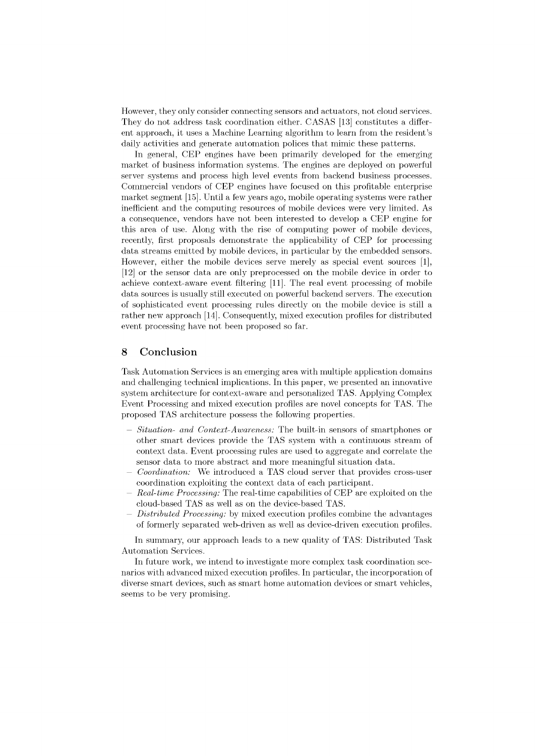However, they only consider connecting sensors and actuators, not cloud services. They do not address task coordination either. CASAS [13] constitutes a different approach, it uses a Machine Learning algorithm to learn from the resident's daily activities and generate automation polices that mimic these patterns.

In general, CEP engines have been primarily developed for the emerging market of business information systems. The engines are deployed on powerful server systems and process high level events from backend business processes. Commercial vendors of CEP engines have focused on this profitable enterprise market segment [15]. Until a few years ago, mobile operating systems were rather inefficient and the computing resources of mobile devices were very limited. As a consequence, vendors have not been interested to develop a CEP engine for this area of use. Along with the rise of computing power of mobile devices, recently, first proposals demonstrate the applicability of CEP for processing data streams emitted by mobile devices, in particular by the embedded sensors. However, either the mobile devices serve merely as special event sources [1], [12] or the sensor data are only preprocessed on the mobile device in order to achieve context-aware event filtering [11]. The real event processing of mobile data sources is usually still executed on powerful backend servers. The execution of sophisticated event processing rules directly on the mobile device is still a rather new approach [14]. Consequently, mixed execution profiles for distributed event processing have not been proposed so far.

## 8 Conclusion

Task Automation Services is an emerging area with multiple application domains and challenging technical implications. In this paper, we presented an innovative system architecture for context-aware and personalized TAS. Applying Complex Event Processing and mixed execution profiles are novel concepts for TAS. The proposed TAS architecture possess the following properties.

- *Situation- and Context-Awareness:* The built-in sensors of smartphones or other smart devices provide the TAS system with a continuous stream of context data. Event processing rules are used to aggregate and correlate the sensor data to more abstract and more meaningful situation data.
- *Coordination:* We introduced a TAS cloud server that provides cross-user coordination exploiting the context data of each participant.
- *Real-time Processing:* The real-time capabilities of CEP are exploited on the cloud-based TAS as well as on the device-based TAS.
- *Distributed Processing:* by mixed execution profiles combine the advantages of formerly separated web-driven as well as device-driven execution profiles.

In summary, our approach leads to a new quality of TAS: Distributed Task Automation Services.

In future work, we intend to investigate more complex task coordination scenarios with advanced mixed execution profiles. In particular, the incorporation of diverse smart devices, such as smart home automation devices or smart vehicles, seems to be very promising.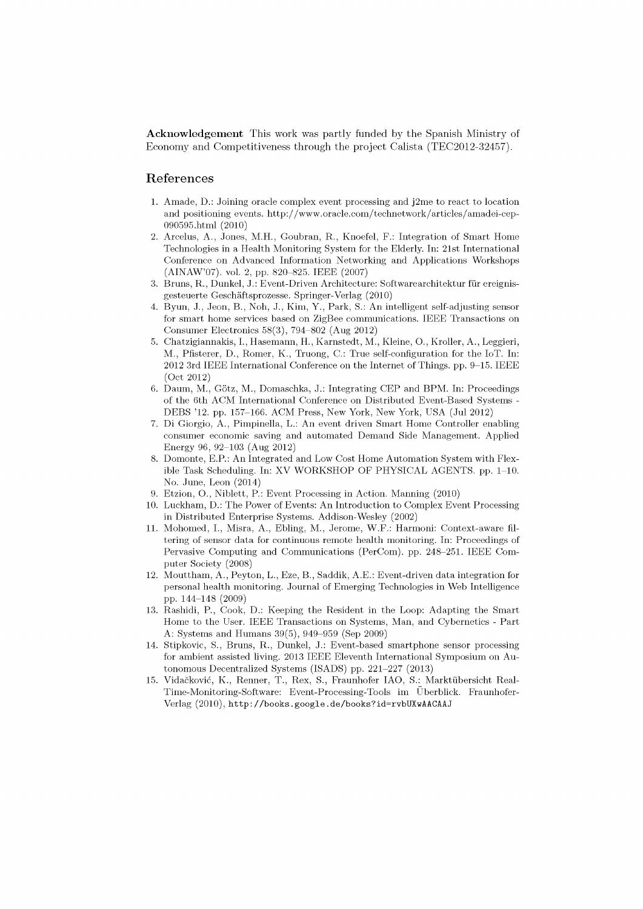**Acknowledgement** This work was partly funded by the Spanish Ministry of Economy and Competitiveness through the project Calista (TEC2012-32457).

## References

1. Amade, D.: Joining oracle complex event processing and j2me to react to location and positioning events. http://www.oracle.com/technetwork/articles/amadei-cep-090595.html (2010)
2. Arcelus, A., Jones, M.H., Goubran, R., Knoefel, F.: Integration of Smart Home Technologies in a Health Monitoring System for the Elderly. In: 21st International Conference on Advanced Information Networking and Applications Workshops (AINAW'07). vol. 2, pp. 820–825. IEEE (2007)
3. Bruns, R., Dunkel, J.: Event-Driven Architecture: Softwarearchitektur für ereignisgesteuerte Geschäftsprozesse. Springer-Verlag (2010)
4. Byun, J., Jeon, B., Noh, J., Kim, Y., Park, S.: An intelligent self-adjusting sensor for smart home services based on ZigBee communications. IEEE Transactions on Consumer Electronics 58(3), 794–802 (Aug 2012)
5. Chatzigiannakis, I., Hasemann, H., Karnstedt, M., Kleine, O., Kroller, A., Leggieri, M., Pfisterer, D., Romer, K., Truong, C.: True self-configuration for the IoT. In: 2012 3rd IEEE International Conference on the Internet of Things. pp. 9–15. IEEE (Oct 2012)
6. Daum, M., Götz, M., Domaschka, J.: Integrating CEP and BPM. In: Proceedings of the 6th ACM International Conference on Distributed Event-Based Systems - DEBS '12. pp. 157–166. ACM Press, New York, New York, USA (Jul 2012)
7. Di Giorgio, A., Pimpinella, L.: An event driven Smart Home Controller enabling consumer economic saving and automated Demand Side Management. Applied Energy 96, 92–103 (Aug 2012)
8. Domonte, E.P.: An Integrated and Low Cost Home Automation System with Flexible Task Scheduling. In: XV WORKSHOP OF PHYSICAL AGENTS. pp. 1–10. No. June, Leon (2014)
9. Etzion, O., Niblett, P.: Event Processing in Action. Manning (2010)
10. Luckham, D.: The Power of Events: An Introduction to Complex Event Processing in Distributed Enterprise Systems. Addison-Wesley (2002)
11. Mohomed, I., Misra, A., Ebling, M., Jerome, W.F.: Harmoni: Context-aware filtering of sensor data for continuous remote health monitoring. In: Proceedings of Pervasive Computing and Communications (PerCom). pp. 248–251. IEEE Computer Society (2008)
12. Mouttham, A., Peyton, L., Eze, B., Saddik, A.E.: Event-driven data integration for personal health monitoring. Journal of Emerging Technologies in Web Intelligence pp. 144–148 (2009)
13. Rashidi, P., Cook, D.: Keeping the Resident in the Loop: Adapting the Smart Home to the User. IEEE Transactions on Systems, Man, and Cybernetics - Part A: Systems and Humans 39(5), 949–959 (Sep 2009)
14. Stipkovic, S., Bruns, R., Dunkel, J.: Event-based smartphone sensor processing for ambient assisted living. 2013 IEEE Eleventh International Symposium on Autonomous Decentralized Systems (ISADS) pp. 221–227 (2013)
15. Vidačković, K., Renner, T., Rex, S., Fraunhofer IAO, S.: Marktübersicht Real-Time-Monitoring-Software: Event-Processing-Tools im Überblick. Fraunhofer-Verlag (2010), `http://books.google.de/books?id=rvbUXwAACAAJ`